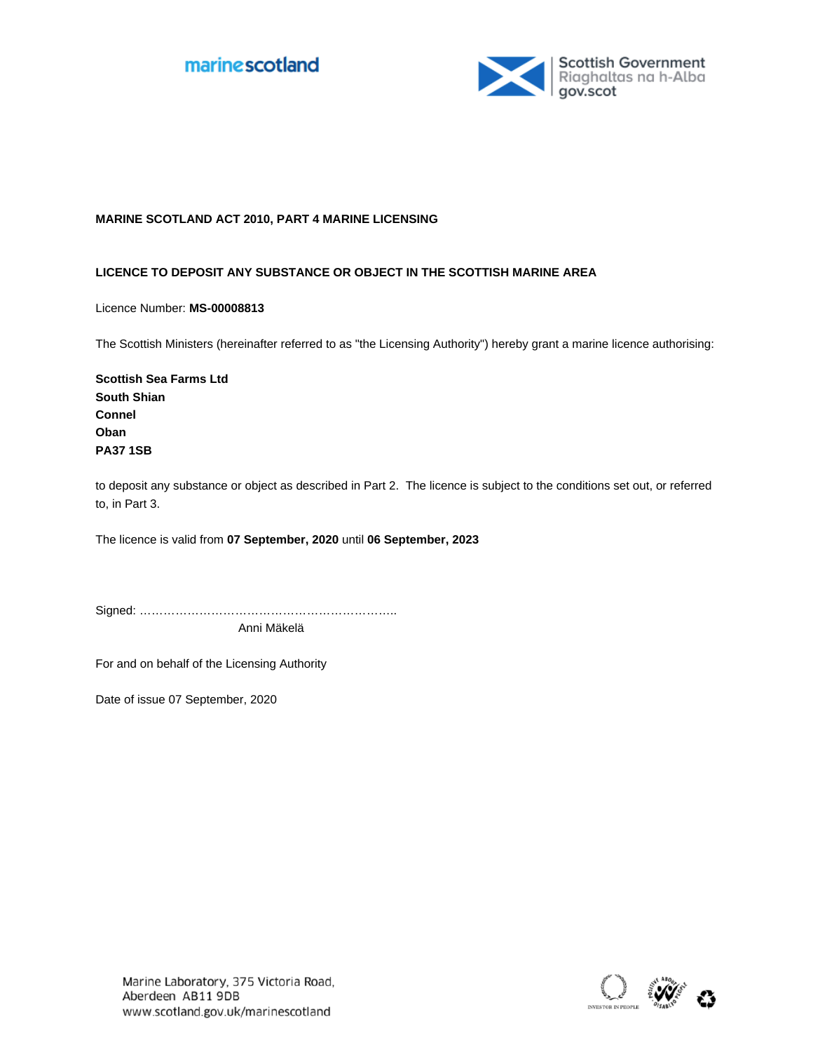marinescotland

Scottish Government
Riaghaltas na h-Alba
gov.scot

**MARINE SCOTLAND ACT 2010, PART 4 MARINE LICENSING**

**LICENCE TO DEPOSIT ANY SUBSTANCE OR OBJECT IN THE SCOTTISH MARINE AREA**

Licence Number: **MS-00008813**

The Scottish Ministers (hereinafter referred to as "the Licensing Authority") hereby grant a marine licence authorising:

**Scottish Sea Farms Ltd**
**South Shian**
**Connel**
**Oban**
**PA37 1SB**

to deposit any substance or object as described in Part 2. The licence is subject to the conditions set out, or referred to, in Part 3.

The licence is valid from **07 September, 2020** until **06 September, 2023**

Signed: ………………………………………………………..
Anni Mäkelä

For and on behalf of the Licensing Authority

Date of issue 07 September, 2020

Marine Laboratory, 375 Victoria Road,
Aberdeen AB11 9DB
www.scotland.gov.uk/marinescotland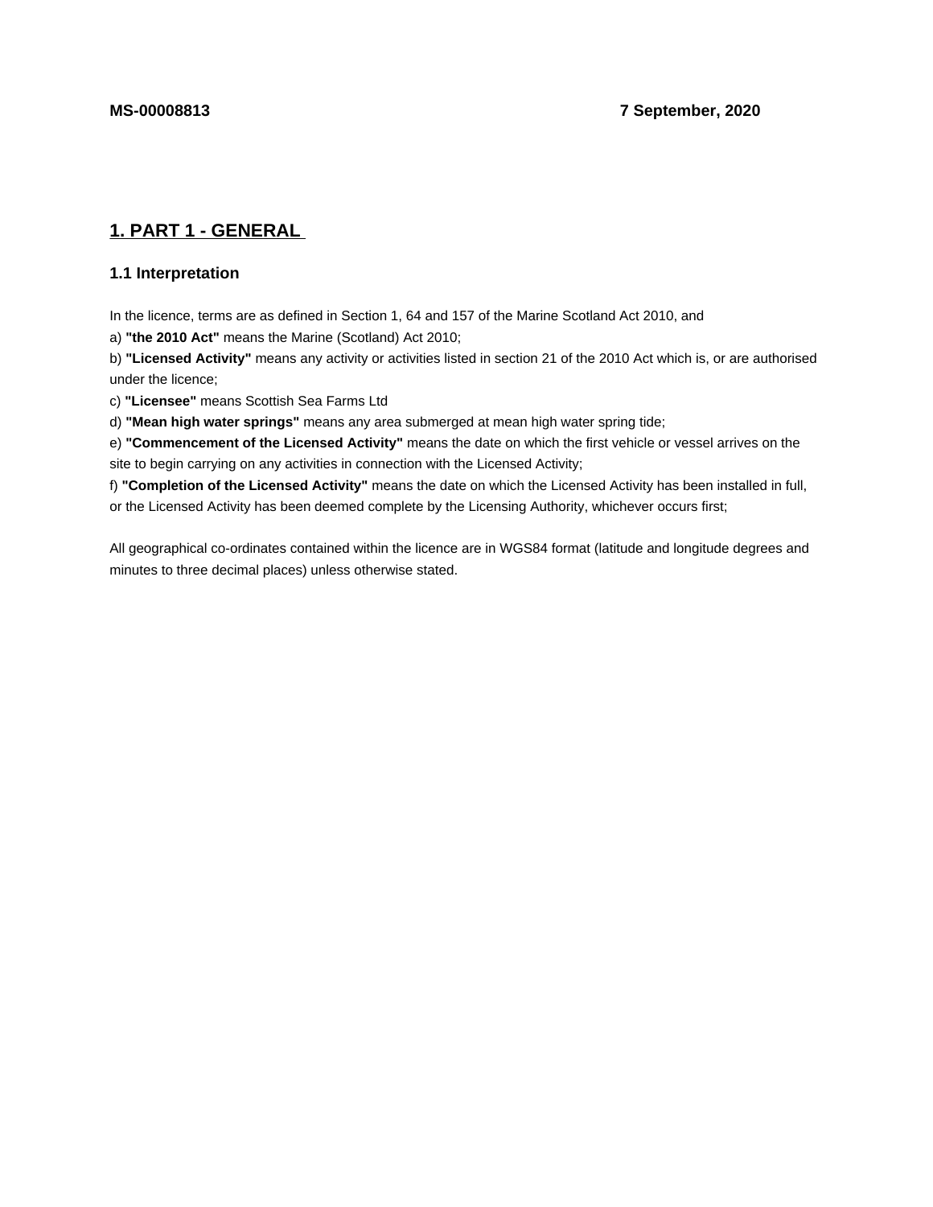**MS-00008813** **7 September, 2020**

## 1. PART 1 - GENERAL

### 1.1 Interpretation

In the licence, terms are as defined in Section 1, 64 and 157 of the Marine Scotland Act 2010, and

a) **"the 2010 Act"** means the Marine (Scotland) Act 2010;

b) **"Licensed Activity"** means any activity or activities listed in section 21 of the 2010 Act which is, or are authorised under the licence;

c) **"Licensee"** means Scottish Sea Farms Ltd

d) **"Mean high water springs"** means any area submerged at mean high water spring tide;

e) **"Commencement of the Licensed Activity"** means the date on which the first vehicle or vessel arrives on the site to begin carrying on any activities in connection with the Licensed Activity;

f) **"Completion of the Licensed Activity"** means the date on which the Licensed Activity has been installed in full, or the Licensed Activity has been deemed complete by the Licensing Authority, whichever occurs first;

All geographical co-ordinates contained within the licence are in WGS84 format (latitude and longitude degrees and minutes to three decimal places) unless otherwise stated.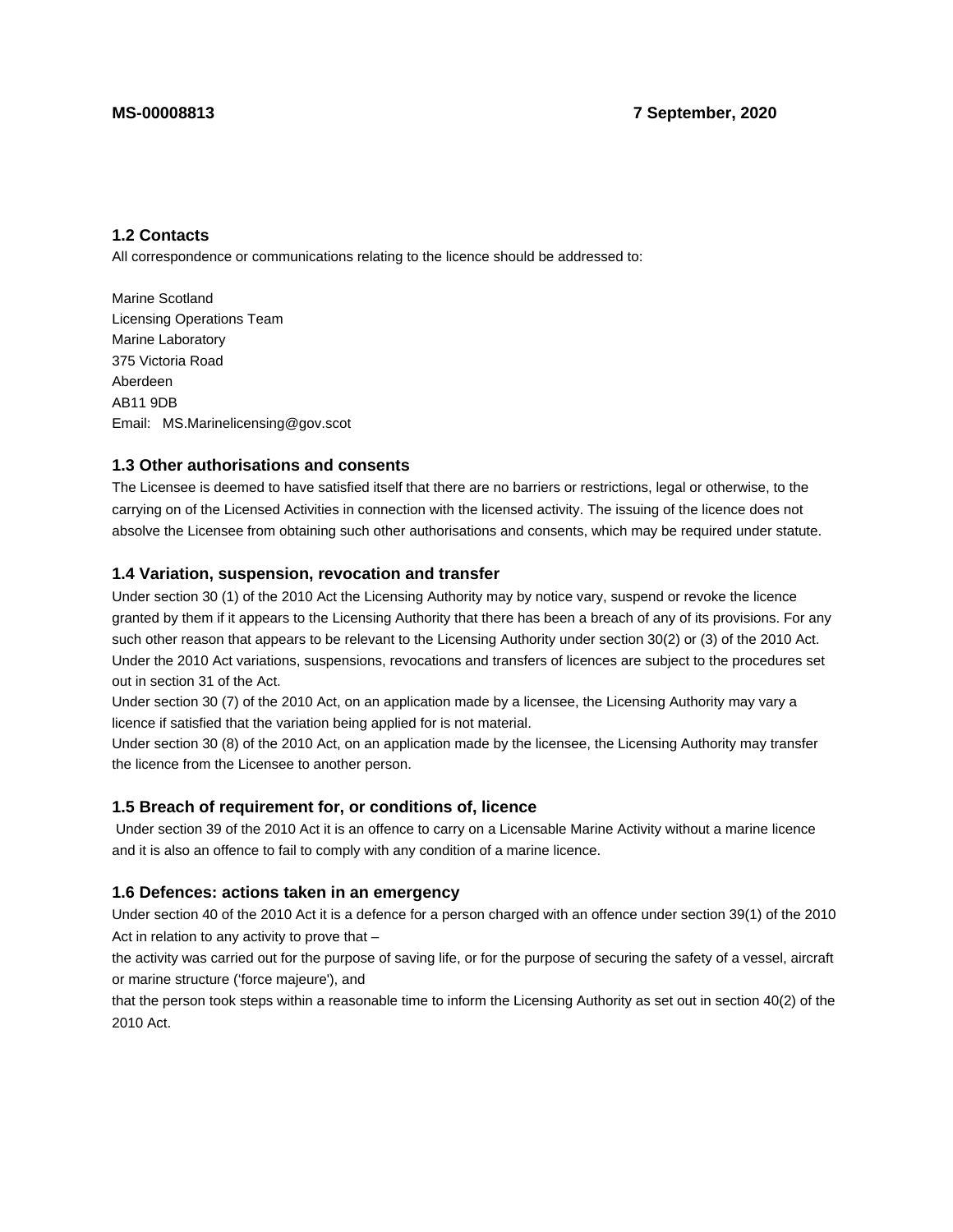## 1.2 Contacts

All correspondence or communications relating to the licence should be addressed to:

Marine Scotland
Licensing Operations Team
Marine Laboratory
375 Victoria Road
Aberdeen
AB11 9DB
Email: MS.Marinelicensing@gov.scot

## 1.3 Other authorisations and consents

The Licensee is deemed to have satisfied itself that there are no barriers or restrictions, legal or otherwise, to the carrying on of the Licensed Activities in connection with the licensed activity. The issuing of the licence does not absolve the Licensee from obtaining such other authorisations and consents, which may be required under statute.

## 1.4 Variation, suspension, revocation and transfer

Under section 30 (1) of the 2010 Act the Licensing Authority may by notice vary, suspend or revoke the licence granted by them if it appears to the Licensing Authority that there has been a breach of any of its provisions. For any such other reason that appears to be relevant to the Licensing Authority under section 30(2) or (3) of the 2010 Act. Under the 2010 Act variations, suspensions, revocations and transfers of licences are subject to the procedures set out in section 31 of the Act.

Under section 30 (7) of the 2010 Act, on an application made by a licensee, the Licensing Authority may vary a licence if satisfied that the variation being applied for is not material.

Under section 30 (8) of the 2010 Act, on an application made by the licensee, the Licensing Authority may transfer the licence from the Licensee to another person.

## 1.5 Breach of requirement for, or conditions of, licence

Under section 39 of the 2010 Act it is an offence to carry on a Licensable Marine Activity without a marine licence and it is also an offence to fail to comply with any condition of a marine licence.

## 1.6 Defences: actions taken in an emergency

Under section 40 of the 2010 Act it is a defence for a person charged with an offence under section 39(1) of the 2010 Act in relation to any activity to prove that –

the activity was carried out for the purpose of saving life, or for the purpose of securing the safety of a vessel, aircraft or marine structure ('force majeure'), and

that the person took steps within a reasonable time to inform the Licensing Authority as set out in section 40(2) of the 2010 Act.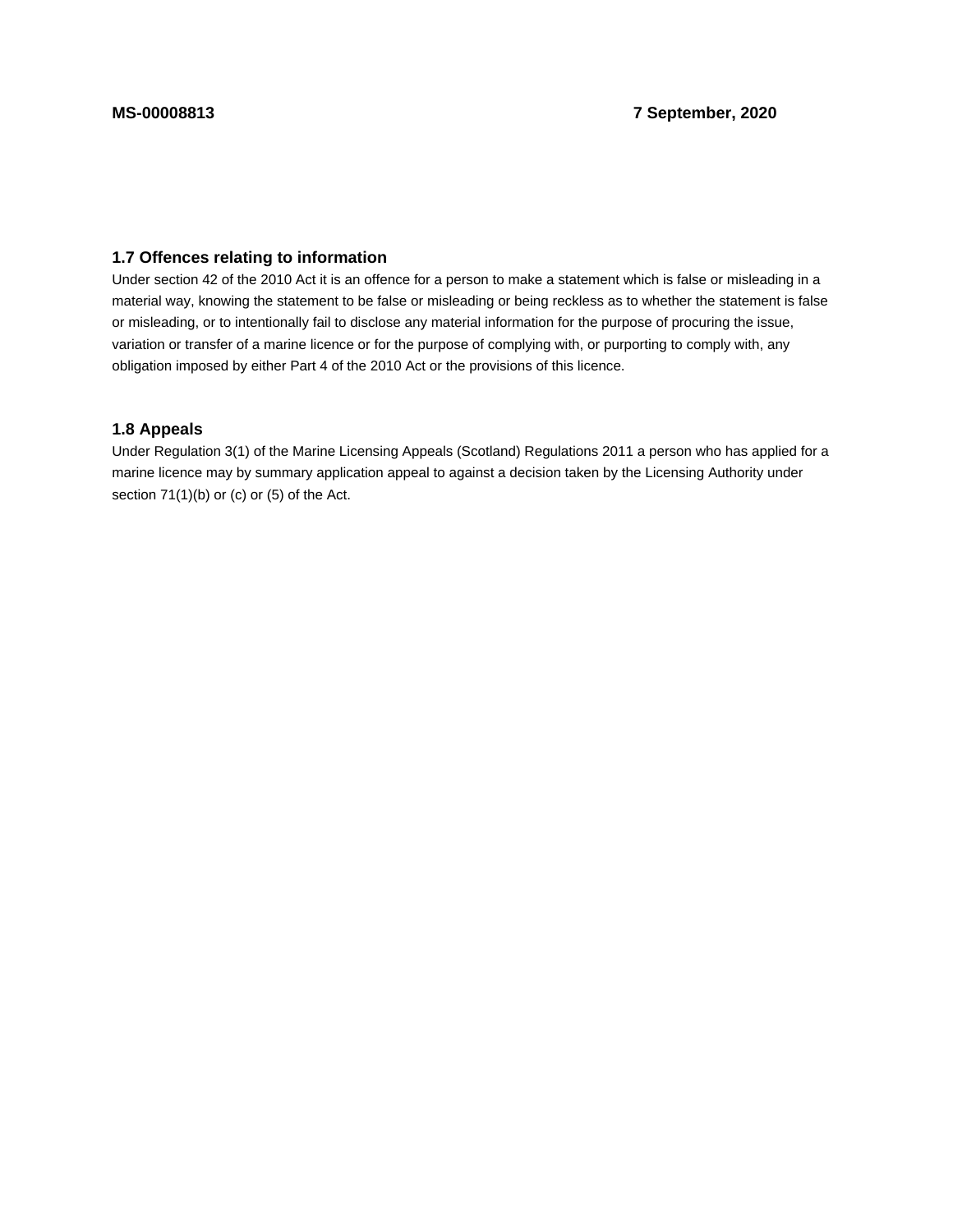### 1.7 Offences relating to information

Under section 42 of the 2010 Act it is an offence for a person to make a statement which is false or misleading in a material way, knowing the statement to be false or misleading or being reckless as to whether the statement is false or misleading, or to intentionally fail to disclose any material information for the purpose of procuring the issue, variation or transfer of a marine licence or for the purpose of complying with, or purporting to comply with, any obligation imposed by either Part 4 of the 2010 Act or the provisions of this licence.

### 1.8 Appeals

Under Regulation 3(1) of the Marine Licensing Appeals (Scotland) Regulations 2011 a person who has applied for a marine licence may by summary application appeal to against a decision taken by the Licensing Authority under section 71(1)(b) or (c) or (5) of the Act.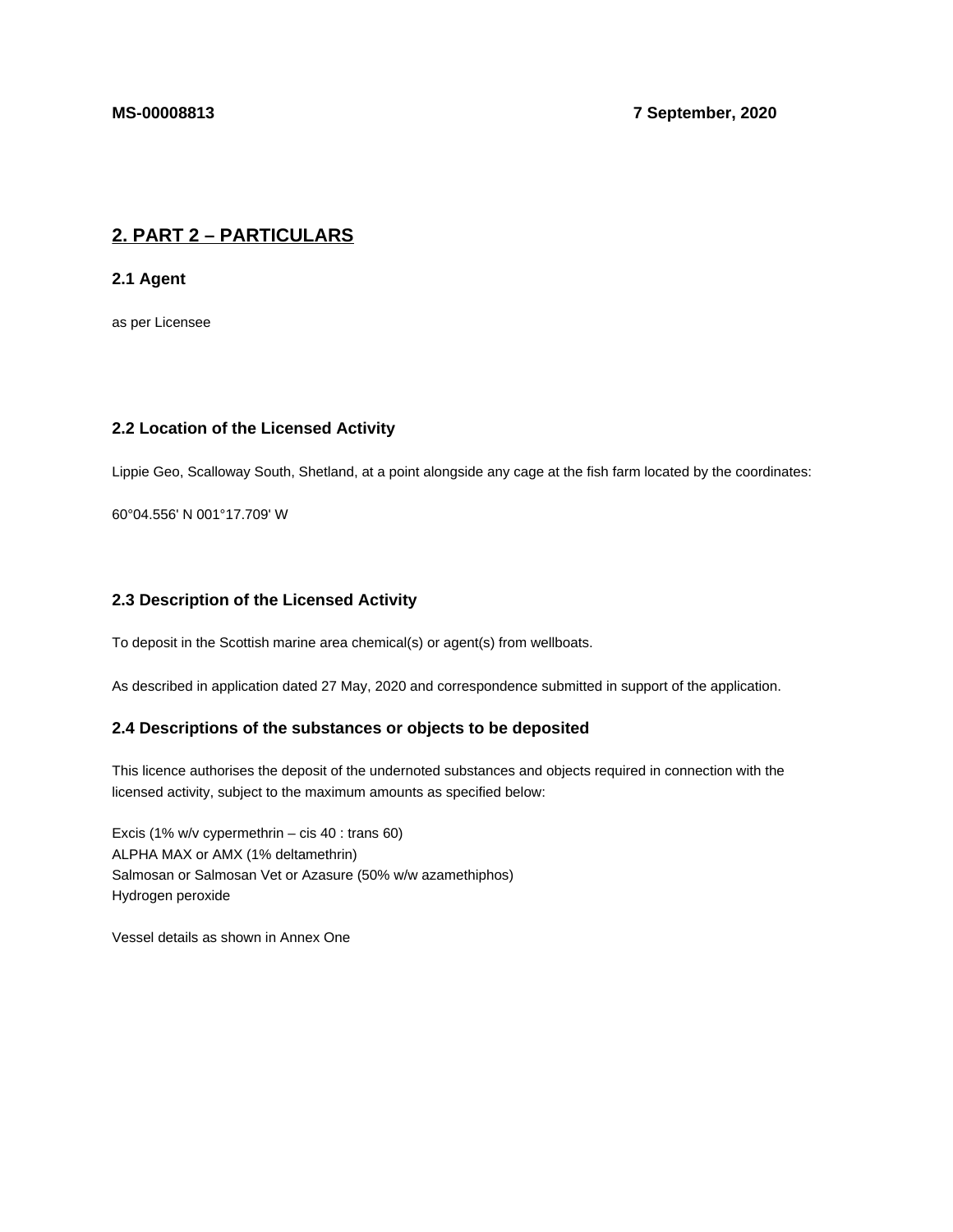MS-00008813 7 September, 2020

## 2. PART 2 – PARTICULARS

### 2.1 Agent

as per Licensee

### 2.2 Location of the Licensed Activity

Lippie Geo, Scalloway South, Shetland, at a point alongside any cage at the fish farm located by the coordinates:

60°04.556' N 001°17.709' W

### 2.3 Description of the Licensed Activity

To deposit in the Scottish marine area chemical(s) or agent(s) from wellboats.

As described in application dated 27 May, 2020 and correspondence submitted in support of the application.

### 2.4 Descriptions of the substances or objects to be deposited

This licence authorises the deposit of the undernoted substances and objects required in connection with the licensed activity, subject to the maximum amounts as specified below:

Excis (1% w/v cypermethrin – cis 40 : trans 60)
ALPHA MAX or AMX (1% deltamethrin)
Salmosan or Salmosan Vet or Azasure (50% w/w azamethiphos)
Hydrogen peroxide

Vessel details as shown in Annex One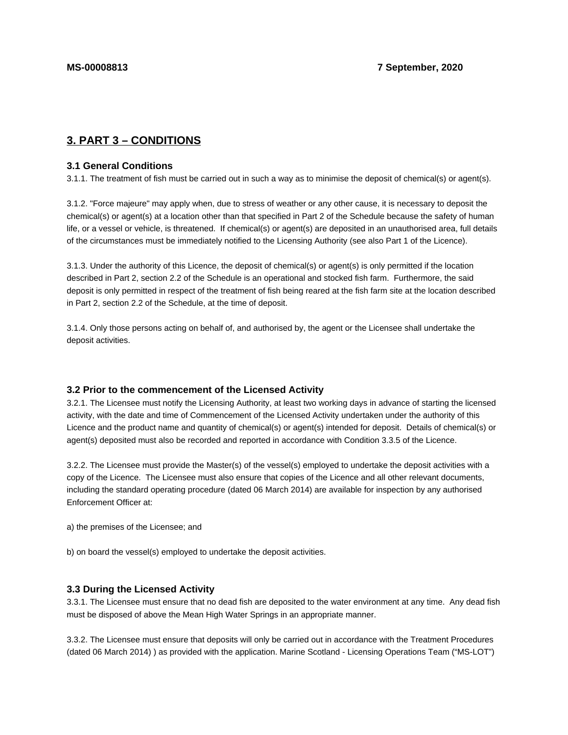**MS-00008813** **7 September, 2020**

## 3. PART 3 – CONDITIONS

### 3.1 General Conditions

3.1.1. The treatment of fish must be carried out in such a way as to minimise the deposit of chemical(s) or agent(s).

3.1.2. "Force majeure" may apply when, due to stress of weather or any other cause, it is necessary to deposit the chemical(s) or agent(s) at a location other than that specified in Part 2 of the Schedule because the safety of human life, or a vessel or vehicle, is threatened. If chemical(s) or agent(s) are deposited in an unauthorised area, full details of the circumstances must be immediately notified to the Licensing Authority (see also Part 1 of the Licence).

3.1.3. Under the authority of this Licence, the deposit of chemical(s) or agent(s) is only permitted if the location described in Part 2, section 2.2 of the Schedule is an operational and stocked fish farm. Furthermore, the said deposit is only permitted in respect of the treatment of fish being reared at the fish farm site at the location described in Part 2, section 2.2 of the Schedule, at the time of deposit.

3.1.4. Only those persons acting on behalf of, and authorised by, the agent or the Licensee shall undertake the deposit activities.

### 3.2 Prior to the commencement of the Licensed Activity

3.2.1. The Licensee must notify the Licensing Authority, at least two working days in advance of starting the licensed activity, with the date and time of Commencement of the Licensed Activity undertaken under the authority of this Licence and the product name and quantity of chemical(s) or agent(s) intended for deposit. Details of chemical(s) or agent(s) deposited must also be recorded and reported in accordance with Condition 3.3.5 of the Licence.

3.2.2. The Licensee must provide the Master(s) of the vessel(s) employed to undertake the deposit activities with a copy of the Licence. The Licensee must also ensure that copies of the Licence and all other relevant documents, including the standard operating procedure (dated 06 March 2014) are available for inspection by any authorised Enforcement Officer at:

a) the premises of the Licensee; and

b) on board the vessel(s) employed to undertake the deposit activities.

### 3.3 During the Licensed Activity

3.3.1. The Licensee must ensure that no dead fish are deposited to the water environment at any time. Any dead fish must be disposed of above the Mean High Water Springs in an appropriate manner.

3.3.2. The Licensee must ensure that deposits will only be carried out in accordance with the Treatment Procedures (dated 06 March 2014) ) as provided with the application. Marine Scotland - Licensing Operations Team ("MS-LOT")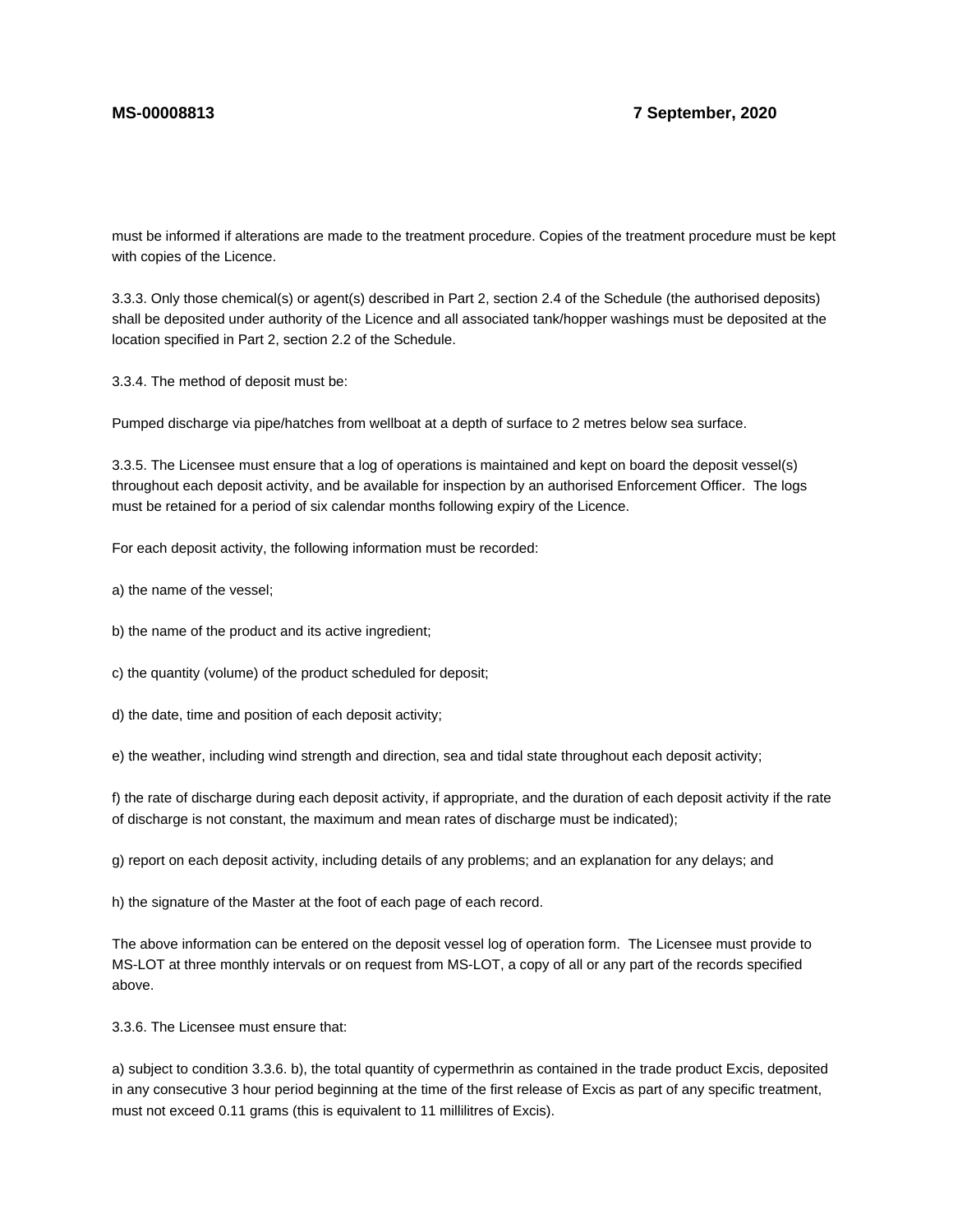must be informed if alterations are made to the treatment procedure. Copies of the treatment procedure must be kept with copies of the Licence.

3.3.3. Only those chemical(s) or agent(s) described in Part 2, section 2.4 of the Schedule (the authorised deposits) shall be deposited under authority of the Licence and all associated tank/hopper washings must be deposited at the location specified in Part 2, section 2.2 of the Schedule.

3.3.4. The method of deposit must be:

Pumped discharge via pipe/hatches from wellboat at a depth of surface to 2 metres below sea surface.

3.3.5. The Licensee must ensure that a log of operations is maintained and kept on board the deposit vessel(s) throughout each deposit activity, and be available for inspection by an authorised Enforcement Officer. The logs must be retained for a period of six calendar months following expiry of the Licence.

For each deposit activity, the following information must be recorded:

a) the name of the vessel;

b) the name of the product and its active ingredient;

c) the quantity (volume) of the product scheduled for deposit;

d) the date, time and position of each deposit activity;

e) the weather, including wind strength and direction, sea and tidal state throughout each deposit activity;

f) the rate of discharge during each deposit activity, if appropriate, and the duration of each deposit activity if the rate of discharge is not constant, the maximum and mean rates of discharge must be indicated);

g) report on each deposit activity, including details of any problems; and an explanation for any delays; and

h) the signature of the Master at the foot of each page of each record.

The above information can be entered on the deposit vessel log of operation form. The Licensee must provide to MS-LOT at three monthly intervals or on request from MS-LOT, a copy of all or any part of the records specified above.

3.3.6. The Licensee must ensure that:

a) subject to condition 3.3.6. b), the total quantity of cypermethrin as contained in the trade product Excis, deposited in any consecutive 3 hour period beginning at the time of the first release of Excis as part of any specific treatment, must not exceed 0.11 grams (this is equivalent to 11 millilitres of Excis).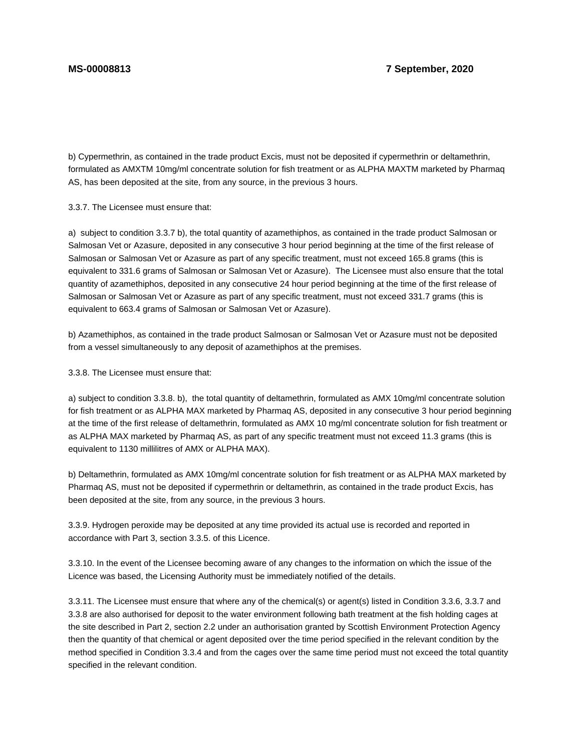b) Cypermethrin, as contained in the trade product Excis, must not be deposited if cypermethrin or deltamethrin, formulated as AMXTM 10mg/ml concentrate solution for fish treatment or as ALPHA MAXTM marketed by Pharmaq AS, has been deposited at the site, from any source, in the previous 3 hours.

3.3.7. The Licensee must ensure that:

a) subject to condition 3.3.7 b), the total quantity of azamethiphos, as contained in the trade product Salmosan or Salmosan Vet or Azasure, deposited in any consecutive 3 hour period beginning at the time of the first release of Salmosan or Salmosan Vet or Azasure as part of any specific treatment, must not exceed 165.8 grams (this is equivalent to 331.6 grams of Salmosan or Salmosan Vet or Azasure). The Licensee must also ensure that the total quantity of azamethiphos, deposited in any consecutive 24 hour period beginning at the time of the first release of Salmosan or Salmosan Vet or Azasure as part of any specific treatment, must not exceed 331.7 grams (this is equivalent to 663.4 grams of Salmosan or Salmosan Vet or Azasure).

b) Azamethiphos, as contained in the trade product Salmosan or Salmosan Vet or Azasure must not be deposited from a vessel simultaneously to any deposit of azamethiphos at the premises.

3.3.8. The Licensee must ensure that:

a) subject to condition 3.3.8. b), the total quantity of deltamethrin, formulated as AMX 10mg/ml concentrate solution for fish treatment or as ALPHA MAX marketed by Pharmaq AS, deposited in any consecutive 3 hour period beginning at the time of the first release of deltamethrin, formulated as AMX 10 mg/ml concentrate solution for fish treatment or as ALPHA MAX marketed by Pharmaq AS, as part of any specific treatment must not exceed 11.3 grams (this is equivalent to 1130 millilitres of AMX or ALPHA MAX).

b) Deltamethrin, formulated as AMX 10mg/ml concentrate solution for fish treatment or as ALPHA MAX marketed by Pharmaq AS, must not be deposited if cypermethrin or deltamethrin, as contained in the trade product Excis, has been deposited at the site, from any source, in the previous 3 hours.

3.3.9. Hydrogen peroxide may be deposited at any time provided its actual use is recorded and reported in accordance with Part 3, section 3.3.5. of this Licence.

3.3.10. In the event of the Licensee becoming aware of any changes to the information on which the issue of the Licence was based, the Licensing Authority must be immediately notified of the details.

3.3.11. The Licensee must ensure that where any of the chemical(s) or agent(s) listed in Condition 3.3.6, 3.3.7 and 3.3.8 are also authorised for deposit to the water environment following bath treatment at the fish holding cages at the site described in Part 2, section 2.2 under an authorisation granted by Scottish Environment Protection Agency then the quantity of that chemical or agent deposited over the time period specified in the relevant condition by the method specified in Condition 3.3.4 and from the cages over the same time period must not exceed the total quantity specified in the relevant condition.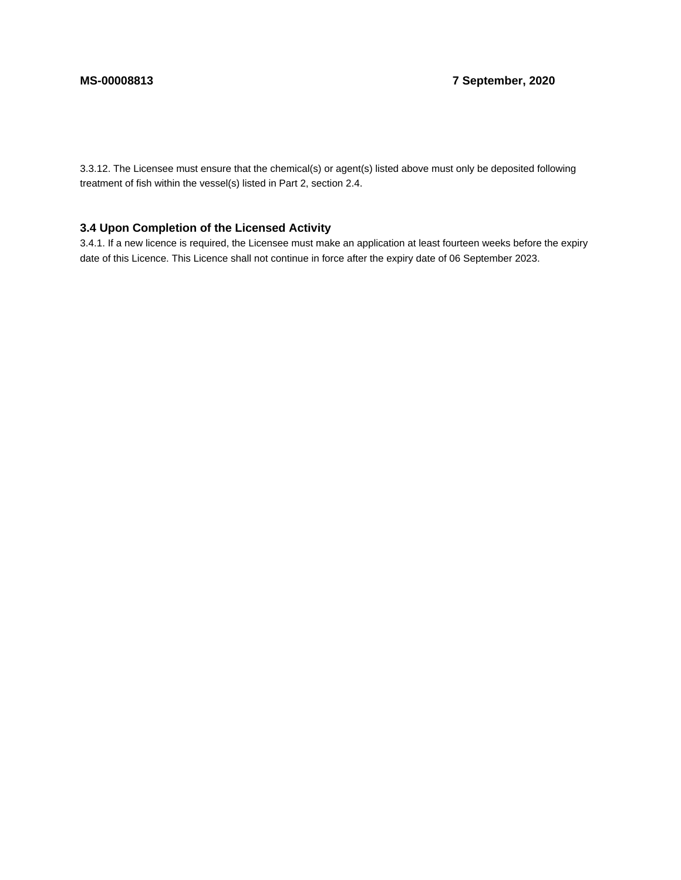3.3.12. The Licensee must ensure that the chemical(s) or agent(s) listed above must only be deposited following treatment of fish within the vessel(s) listed in Part 2, section 2.4.

### 3.4 Upon Completion of the Licensed Activity

3.4.1. If a new licence is required, the Licensee must make an application at least fourteen weeks before the expiry date of this Licence. This Licence shall not continue in force after the expiry date of 06 September 2023.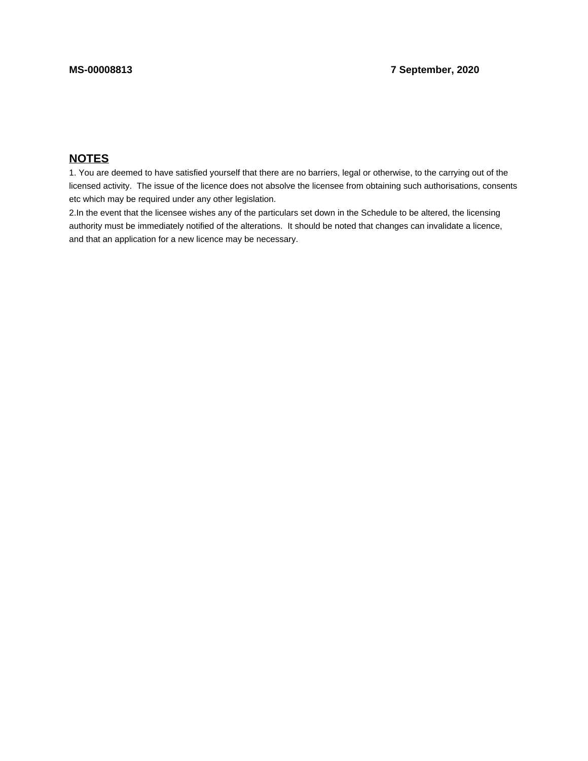**MS-00008813** **7 September, 2020**

## NOTES

1. You are deemed to have satisfied yourself that there are no barriers, legal or otherwise, to the carrying out of the licensed activity. The issue of the licence does not absolve the licensee from obtaining such authorisations, consents etc which may be required under any other legislation.

2.In the event that the licensee wishes any of the particulars set down in the Schedule to be altered, the licensing authority must be immediately notified of the alterations. It should be noted that changes can invalidate a licence, and that an application for a new licence may be necessary.